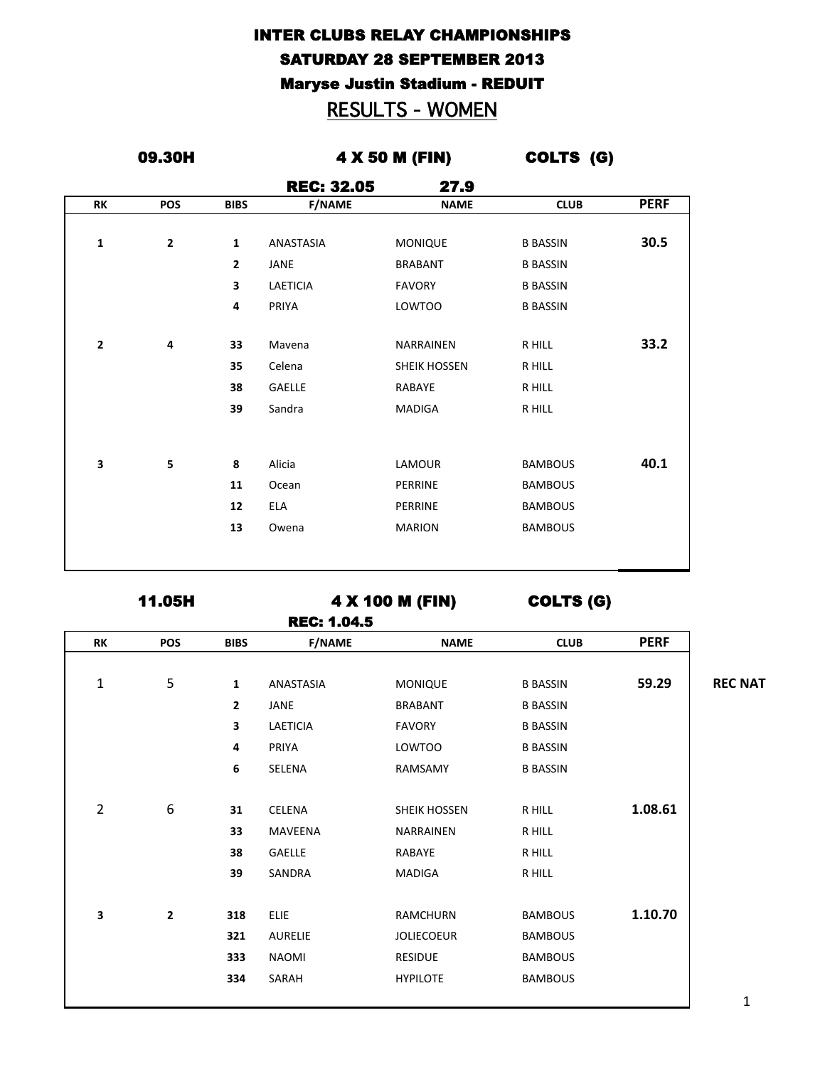# INTER CLUBS RELAY CHAMPIONSHIPS

## SATURDAY 28 SEPTEMBER 2013

## Maryse Justin Stadium - REDUIT

## RESULTS - WOMEN

**09.30H** **4 X 50 M (FIN)** **COLTS (G)**

**REC: 32.05** **27.9**

| RK | POS | BIBS | F/NAME | NAME | CLUB | PERF |
|---|---|---|---|---|---|---|
| 1 | 2 | 1 | ANASTASIA | MONIQUE | B BASSIN | 30.5 |
| | | 2 | JANE | BRABANT | B BASSIN | |
| | | 3 | LAETICIA | FAVORY | B BASSIN | |
| | | 4 | PRIYA | LOWTOO | B BASSIN | |
| 2 | 4 | 33 | Mavena | NARRAINEN | R HILL | 33.2 |
| | | 35 | Celena | SHEIK HOSSEN | R HILL | |
| | | 38 | GAELLE | RABAYE | R HILL | |
| | | 39 | Sandra | MADIGA | R HILL | |
| 3 | 5 | 8 | Alicia | LAMOUR | BAMBOUS | 40.1 |
| | | 11 | Ocean | PERRINE | BAMBOUS | |
| | | 12 | ELA | PERRINE | BAMBOUS | |
| | | 13 | Owena | MARION | BAMBOUS | |

**11.05H** **4 X 100 M (FIN)** **COLTS (G)**

**REC: 1.04.5**

| RK | POS | BIBS | F/NAME | NAME | CLUB | PERF | |
|---|---|---|---|---|---|---|---|
| 1 | 5 | 1 | ANASTASIA | MONIQUE | B BASSIN | 59.29 | REC NAT |
| | | 2 | JANE | BRABANT | B BASSIN | | |
| | | 3 | LAETICIA | FAVORY | B BASSIN | | |
| | | 4 | PRIYA | LOWTOO | B BASSIN | | |
| | | 6 | SELENA | RAMSAMY | B BASSIN | | |
| 2 | 6 | 31 | CELENA | SHEIK HOSSEN | R HILL | 1.08.61 | |
| | | 33 | MAVEENA | NARRAINEN | R HILL | | |
| | | 38 | GAELLE | RABAYE | R HILL | | |
| | | 39 | SANDRA | MADIGA | R HILL | | |
| 3 | 2 | 318 | ELIE | RAMCHURN | BAMBOUS | 1.10.70 | |
| | | 321 | AURELIE | JOLIECOEUR | BAMBOUS | | |
| | | 333 | NAOMI | RESIDUE | BAMBOUS | | |
| | | 334 | SARAH | HYPILOTE | BAMBOUS | | |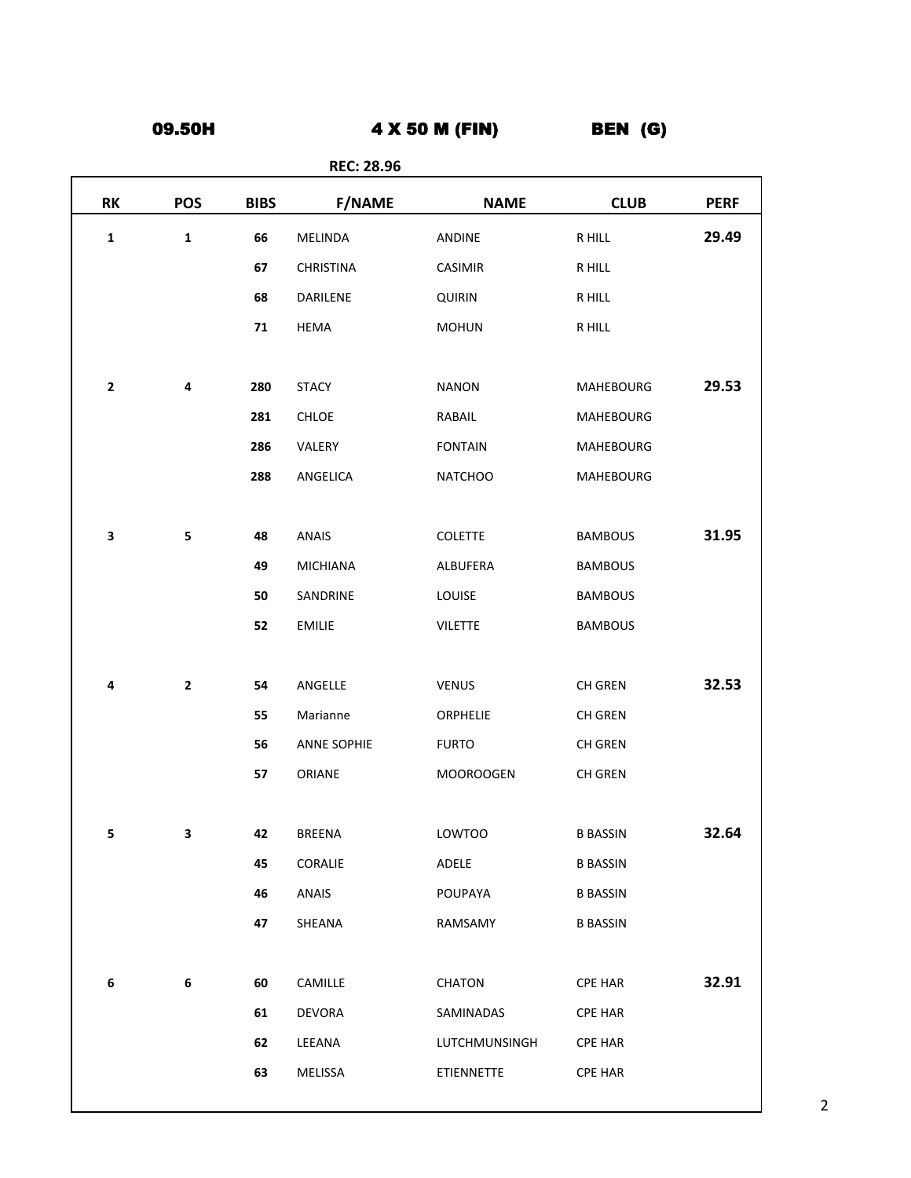## 09.50H 4 X 50 M (FIN) BEN (G)

**REC: 28.96**

| RK | POS | BIBS | F/NAME | NAME | CLUB | PERF |
|---|---|---|---|---|---|---|
| 1 | 1 | 66 | MELINDA | ANDINE | R HILL | 29.49 |
| | | 67 | CHRISTINA | CASIMIR | R HILL | |
| | | 68 | DARILENE | QUIRIN | R HILL | |
| | | 71 | HEMA | MOHUN | R HILL | |
| 2 | 4 | 280 | STACY | NANON | MAHEBOURG | 29.53 |
| | | 281 | CHLOE | RABAIL | MAHEBOURG | |
| | | 286 | VALERY | FONTAIN | MAHEBOURG | |
| | | 288 | ANGELICA | NATCHOO | MAHEBOURG | |
| 3 | 5 | 48 | ANAIS | COLETTE | BAMBOUS | 31.95 |
| | | 49 | MICHIANA | ALBUFERA | BAMBOUS | |
| | | 50 | SANDRINE | LOUISE | BAMBOUS | |
| | | 52 | EMILIE | VILETTE | BAMBOUS | |
| 4 | 2 | 54 | ANGELLE | VENUS | CH GREN | 32.53 |
| | | 55 | Marianne | ORPHELIE | CH GREN | |
| | | 56 | ANNE SOPHIE | FURTO | CH GREN | |
| | | 57 | ORIANE | MOOROOGEN | CH GREN | |
| 5 | 3 | 42 | BREENA | LOWTOO | B BASSIN | 32.64 |
| | | 45 | CORALIE | ADELE | B BASSIN | |
| | | 46 | ANAIS | POUPAYA | B BASSIN | |
| | | 47 | SHEANA | RAMSAMY | B BASSIN | |
| 6 | 6 | 60 | CAMILLE | CHATON | CPE HAR | 32.91 |
| | | 61 | DEVORA | SAMINADAS | CPE HAR | |
| | | 62 | LEEANA | LUTCHMUNSINGH | CPE HAR | |
| | | 63 | MELISSA | ETIENNETTE | CPE HAR | |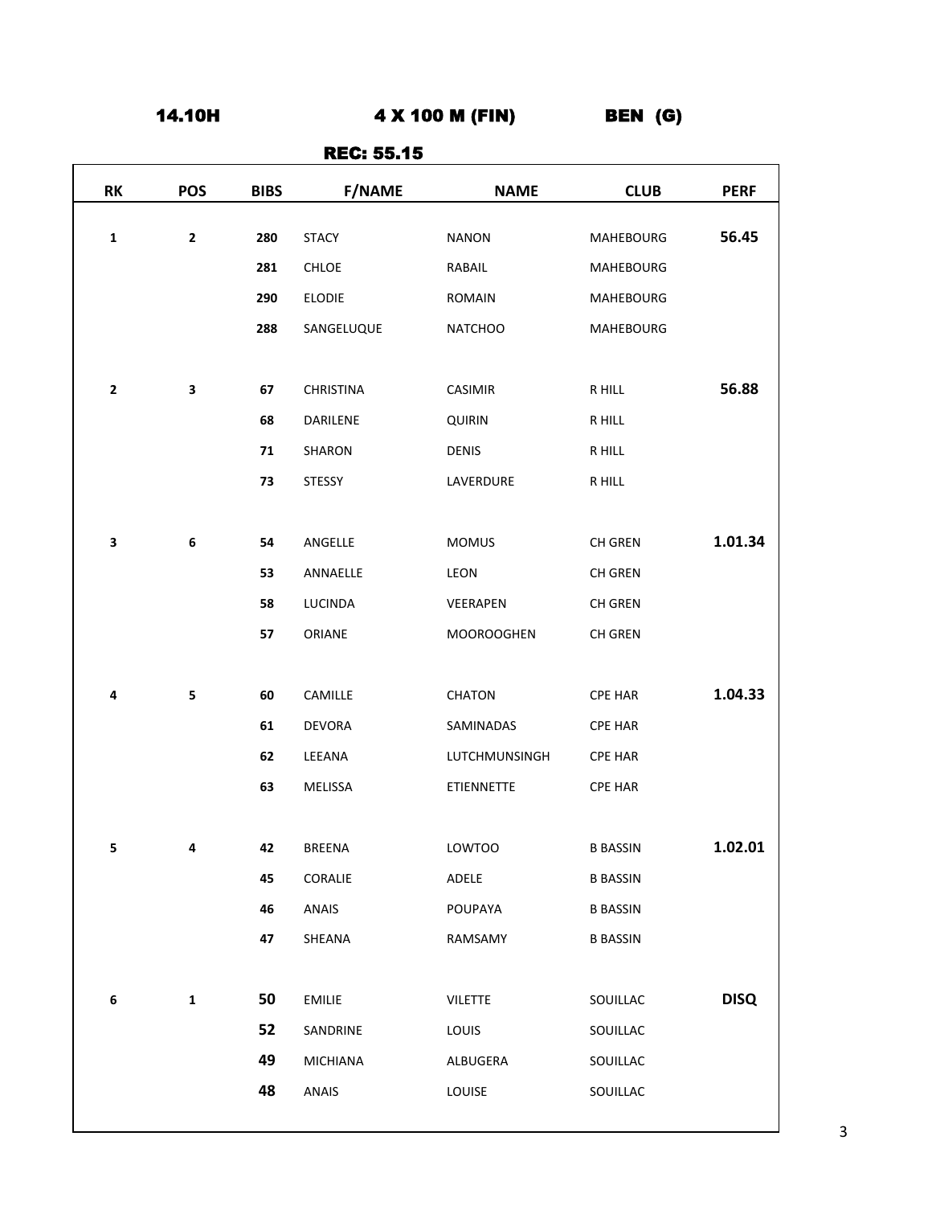**14.10H** **4 X 100 M (FIN)** **BEN (G)**

**REC: 55.15**

| RK | POS | BIBS | F/NAME | NAME | CLUB | PERF |
|---|---|---|---|---|---|---|
| 1 | 2 | 280 | STACY | NANON | MAHEBOURG | 56.45 |
| | | 281 | CHLOE | RABAIL | MAHEBOURG | |
| | | 290 | ELODIE | ROMAIN | MAHEBOURG | |
| | | 288 | SANGELUQUE | NATCHOO | MAHEBOURG | |
| 2 | 3 | 67 | CHRISTINA | CASIMIR | R HILL | 56.88 |
| | | 68 | DARILENE | QUIRIN | R HILL | |
| | | 71 | SHARON | DENIS | R HILL | |
| | | 73 | STESSY | LAVERDURE | R HILL | |
| 3 | 6 | 54 | ANGELLE | MOMUS | CH GREN | 1.01.34 |
| | | 53 | ANNAELLE | LEON | CH GREN | |
| | | 58 | LUCINDA | VEERAPEN | CH GREN | |
| | | 57 | ORIANE | MOOROOGHEN | CH GREN | |
| 4 | 5 | 60 | CAMILLE | CHATON | CPE HAR | 1.04.33 |
| | | 61 | DEVORA | SAMINADAS | CPE HAR | |
| | | 62 | LEEANA | LUTCHMUNSINGH | CPE HAR | |
| | | 63 | MELISSA | ETIENNETTE | CPE HAR | |
| 5 | 4 | 42 | BREENA | LOWTOO | B BASSIN | 1.02.01 |
| | | 45 | CORALIE | ADELE | B BASSIN | |
| | | 46 | ANAIS | POUPAYA | B BASSIN | |
| | | 47 | SHEANA | RAMSAMY | B BASSIN | |
| 6 | 1 | 50 | EMILIE | VILETTE | SOUILLAC | DISQ |
| | | 52 | SANDRINE | LOUIS | SOUILLAC | |
| | | 49 | MICHIANA | ALBUGERA | SOUILLAC | |
| | | 48 | ANAIS | LOUISE | SOUILLAC | |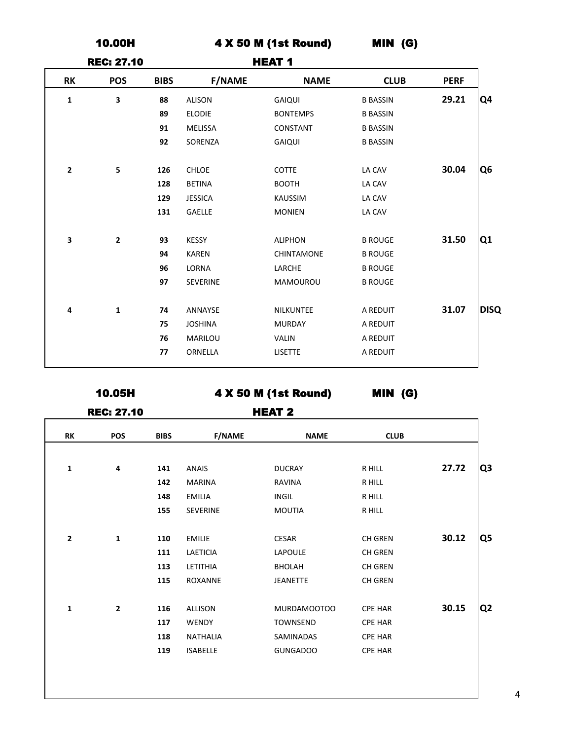10.00H 4 X 50 M (1st Round) MIN (G)

REC: 27.10 HEAT 1

| RK | POS | BIBS | F/NAME | NAME | CLUB | PERF | |
|---|---|---|---|---|---|---|---|
| 1 | 3 | 88 | ALISON | GAIQUI | B BASSIN | 29.21 | Q4 |
| | | 89 | ELODIE | BONTEMPS | B BASSIN | | |
| | | 91 | MELISSA | CONSTANT | B BASSIN | | |
| | | 92 | SORENZA | GAIQUI | B BASSIN | | |
| 2 | 5 | 126 | CHLOE | COTTE | LA CAV | 30.04 | Q6 |
| | | 128 | BETINA | BOOTH | LA CAV | | |
| | | 129 | JESSICA | KAUSSIM | LA CAV | | |
| | | 131 | GAELLE | MONIEN | LA CAV | | |
| 3 | 2 | 93 | KESSY | ALIPHON | B ROUGE | 31.50 | Q1 |
| | | 94 | KAREN | CHINTAMONE | B ROUGE | | |
| | | 96 | LORNA | LARCHE | B ROUGE | | |
| | | 97 | SEVERINE | MAMOUROU | B ROUGE | | |
| 4 | 1 | 74 | ANNAYSE | NILKUNTEE | A REDUIT | 31.07 | DISQ |
| | | 75 | JOSHINA | MURDAY | A REDUIT | | |
| | | 76 | MARILOU | VALIN | A REDUIT | | |
| | | 77 | ORNELLA | LISETTE | A REDUIT | | |

10.05H 4 X 50 M (1st Round) MIN (G)

REC: 27.10 HEAT 2

| RK | POS | BIBS | F/NAME | NAME | CLUB | | |
|---|---|---|---|---|---|---|---|
| 1 | 4 | 141 | ANAIS | DUCRAY | R HILL | 27.72 | Q3 |
| | | 142 | MARINA | RAVINA | R HILL | | |
| | | 148 | EMILIA | INGIL | R HILL | | |
| | | 155 | SEVERINE | MOUTIA | R HILL | | |
| 2 | 1 | 110 | EMILIE | CESAR | CH GREN | 30.12 | Q5 |
| | | 111 | LAETICIA | LAPOULE | CH GREN | | |
| | | 113 | LETITHIA | BHOLAH | CH GREN | | |
| | | 115 | ROXANNE | JEANETTE | CH GREN | | |
| 1 | 2 | 116 | ALLISON | MURDAMOOTOO | CPE HAR | 30.15 | Q2 |
| | | 117 | WENDY | TOWNSEND | CPE HAR | | |
| | | 118 | NATHALIA | SAMINADAS | CPE HAR | | |
| | | 119 | ISABELLE | GUNGADOO | CPE HAR | | |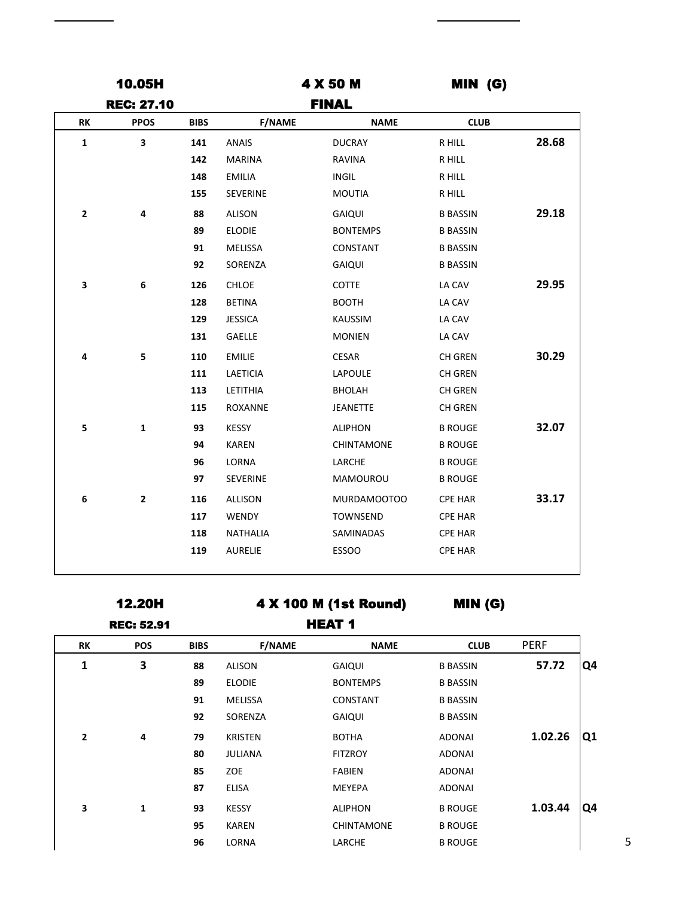**10.05H** **4 X 50 M** **MIN (G)**

**REC: 27.10** **FINAL**

| RK | PPOS | BIBS | F/NAME | NAME | CLUB | |
|---|---|---|---|---|---|---|
| 1 | 3 | 141 | ANAIS | DUCRAY | R HILL | 28.68 |
| | | 142 | MARINA | RAVINA | R HILL | |
| | | 148 | EMILIA | INGIL | R HILL | |
| | | 155 | SEVERINE | MOUTIA | R HILL | |
| 2 | 4 | 88 | ALISON | GAIQUI | B BASSIN | 29.18 |
| | | 89 | ELODIE | BONTEMPS | B BASSIN | |
| | | 91 | MELISSA | CONSTANT | B BASSIN | |
| | | 92 | SORENZA | GAIQUI | B BASSIN | |
| 3 | 6 | 126 | CHLOE | COTTE | LA CAV | 29.95 |
| | | 128 | BETINA | BOOTH | LA CAV | |
| | | 129 | JESSICA | KAUSSIM | LA CAV | |
| | | 131 | GAELLE | MONIEN | LA CAV | |
| 4 | 5 | 110 | EMILIE | CESAR | CH GREN | 30.29 |
| | | 111 | LAETICIA | LAPOULE | CH GREN | |
| | | 113 | LETITHIA | BHOLAH | CH GREN | |
| | | 115 | ROXANNE | JEANETTE | CH GREN | |
| 5 | 1 | 93 | KESSY | ALIPHON | B ROUGE | 32.07 |
| | | 94 | KAREN | CHINTAMONE | B ROUGE | |
| | | 96 | LORNA | LARCHE | B ROUGE | |
| | | 97 | SEVERINE | MAMOUROU | B ROUGE | |
| 6 | 2 | 116 | ALLISON | MURDAMOOTOO | CPE HAR | 33.17 |
| | | 117 | WENDY | TOWNSEND | CPE HAR | |
| | | 118 | NATHALIA | SAMINADAS | CPE HAR | |
| | | 119 | AURELIE | ESSOO | CPE HAR | |

**12.20H** **4 X 100 M (1st Round)** **MIN (G)**

**REC: 52.91** **HEAT 1**

| RK | POS | BIBS | F/NAME | NAME | CLUB | PERF | |
|---|---|---|---|---|---|---|---|
| 1 | 3 | 88 | ALISON | GAIQUI | B BASSIN | 57.72 | Q4 |
| | | 89 | ELODIE | BONTEMPS | B BASSIN | | |
| | | 91 | MELISSA | CONSTANT | B BASSIN | | |
| | | 92 | SORENZA | GAIQUI | B BASSIN | | |
| 2 | 4 | 79 | KRISTEN | BOTHA | ADONAI | 1.02.26 | Q1 |
| | | 80 | JULIANA | FITZROY | ADONAI | | |
| | | 85 | ZOE | FABIEN | ADONAI | | |
| | | 87 | ELISA | MEYEPA | ADONAI | | |
| 3 | 1 | 93 | KESSY | ALIPHON | B ROUGE | 1.03.44 | Q4 |
| | | 95 | KAREN | CHINTAMONE | B ROUGE | | |
| | | 96 | LORNA | LARCHE | B ROUGE | | |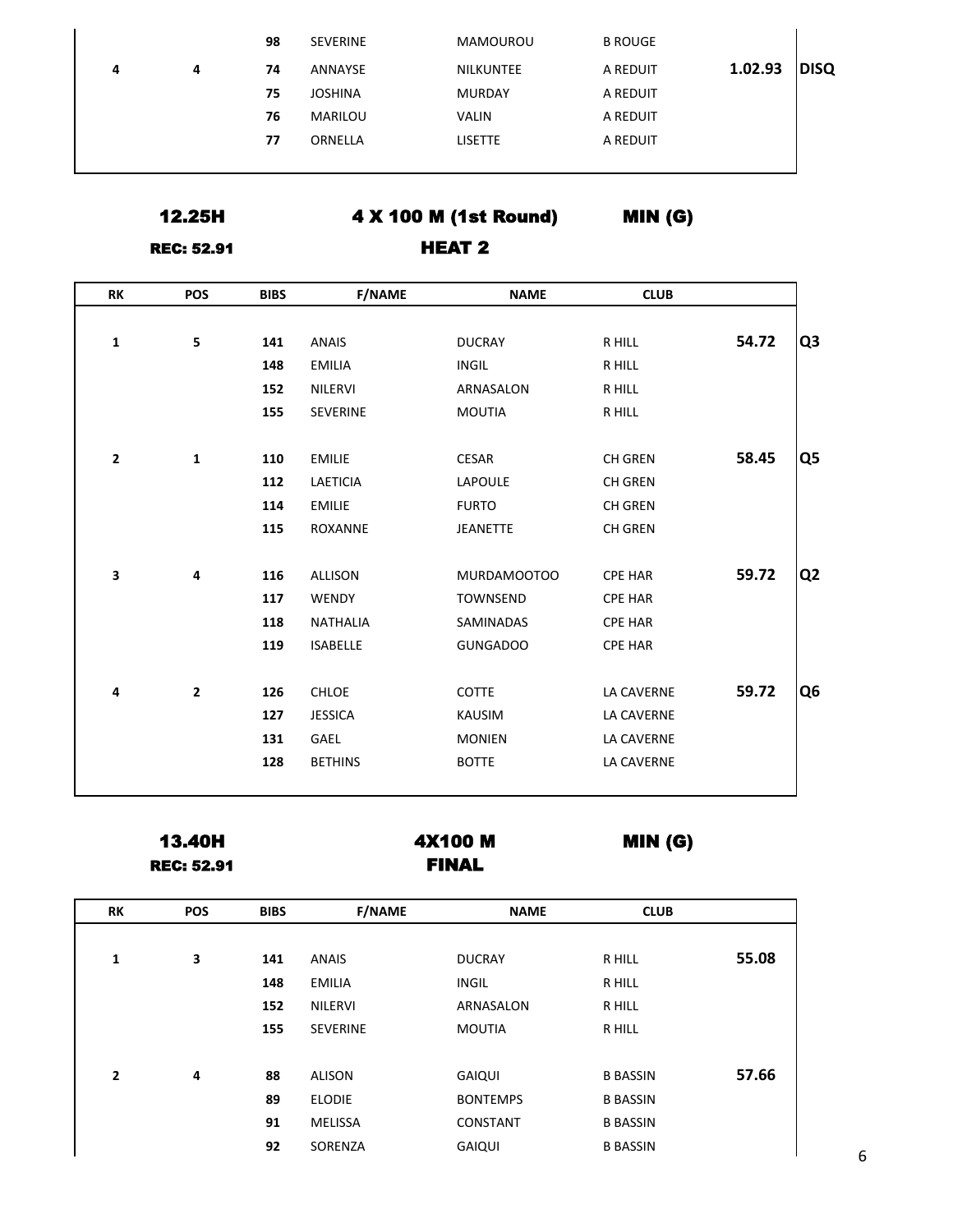| | | | | | | | |
|---|---|---|---|---|---|---|---|
| | | 98 | SEVERINE | MAMOUROU | B ROUGE | | |
| 4 | 4 | 74 | ANNAYSE | NILKUNTEE | A REDUIT | **1.02.93** | **DISQ** |
| | | 75 | JOSHINA | MURDAY | A REDUIT | | |
| | | 76 | MARILOU | VALIN | A REDUIT | | |
| | | 77 | ORNELLA | LISETTE | A REDUIT | | |

**12.25H** **4 X 100 M (1st Round)** **MIN (G)**

**REC: 52.91** **HEAT 2**

| RK | POS | BIBS | F/NAME | NAME | CLUB | | |
|---|---|---|---|---|---|---|---|
| 1 | 5 | 141 | ANAIS | DUCRAY | R HILL | **54.72** | **Q3** |
| | | 148 | EMILIA | INGIL | R HILL | | |
| | | 152 | NILERVI | ARNASALON | R HILL | | |
| | | 155 | SEVERINE | MOUTIA | R HILL | | |
| 2 | 1 | 110 | EMILIE | CESAR | CH GREN | **58.45** | **Q5** |
| | | 112 | LAETICIA | LAPOULE | CH GREN | | |
| | | 114 | EMILIE | FURTO | CH GREN | | |
| | | 115 | ROXANNE | JEANETTE | CH GREN | | |
| 3 | 4 | 116 | ALLISON | MURDAMOOTOO | CPE HAR | **59.72** | **Q2** |
| | | 117 | WENDY | TOWNSEND | CPE HAR | | |
| | | 118 | NATHALIA | SAMINADAS | CPE HAR | | |
| | | 119 | ISABELLE | GUNGADOO | CPE HAR | | |
| 4 | 2 | 126 | CHLOE | COTTE | LA CAVERNE | **59.72** | **Q6** |
| | | 127 | JESSICA | KAUSIM | LA CAVERNE | | |
| | | 131 | GAEL | MONIEN | LA CAVERNE | | |
| | | 128 | BETHINS | BOTTE | LA CAVERNE | | |

**13.40H** **4X100 M** **MIN (G)**

**REC: 52.91** **FINAL**

| RK | POS | BIBS | F/NAME | NAME | CLUB | |
|---|---|---|---|---|---|---|
| 1 | 3 | 141 | ANAIS | DUCRAY | R HILL | **55.08** |
| | | 148 | EMILIA | INGIL | R HILL | |
| | | 152 | NILERVI | ARNASALON | R HILL | |
| | | 155 | SEVERINE | MOUTIA | R HILL | |
| 2 | 4 | 88 | ALISON | GAIQUI | B BASSIN | **57.66** |
| | | 89 | ELODIE | BONTEMPS | B BASSIN | |
| | | 91 | MELISSA | CONSTANT | B BASSIN | |
| | | 92 | SORENZA | GAIQUI | B BASSIN | |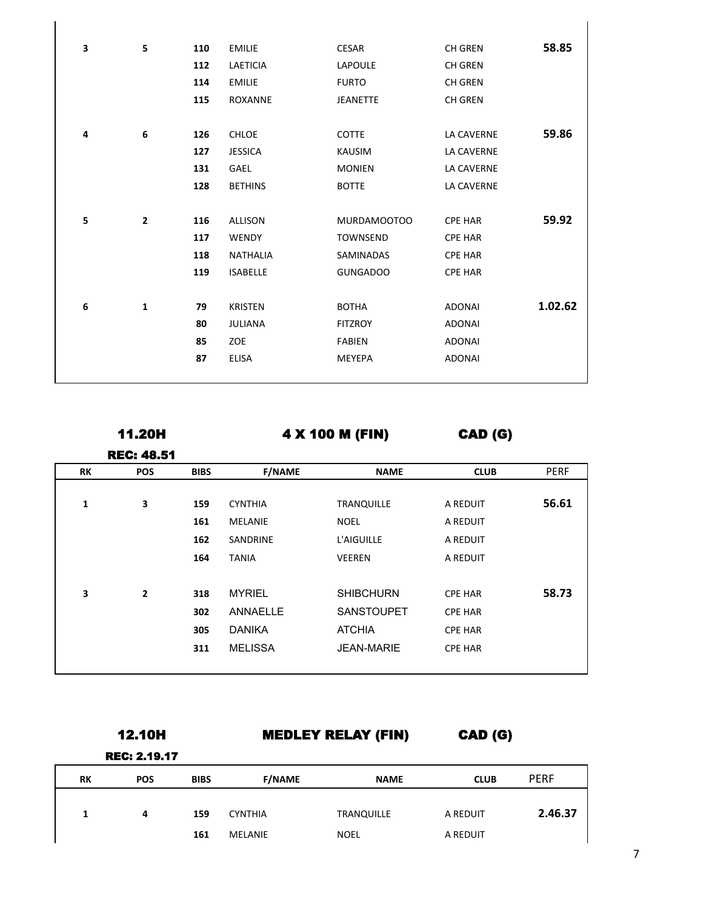| RK | POS | BIBS | F/NAME | NAME | CLUB | PERF |
|---|---|---|---|---|---|---|
| 3 | 5 | 110 | EMILIE | CESAR | CH GREN | **58.85** |
| | | 112 | LAETICIA | LAPOULE | CH GREN | |
| | | 114 | EMILIE | FURTO | CH GREN | |
| | | 115 | ROXANNE | JEANETTE | CH GREN | |
| 4 | 6 | 126 | CHLOE | COTTE | LA CAVERNE | **59.86** |
| | | 127 | JESSICA | KAUSIM | LA CAVERNE | |
| | | 131 | GAEL | MONIEN | LA CAVERNE | |
| | | 128 | BETHINS | BOTTE | LA CAVERNE | |
| 5 | 2 | 116 | ALLISON | MURDAMOOTOO | CPE HAR | **59.92** |
| | | 117 | WENDY | TOWNSEND | CPE HAR | |
| | | 118 | NATHALIA | SAMINADAS | CPE HAR | |
| | | 119 | ISABELLE | GUNGADOO | CPE HAR | |
| 6 | 1 | 79 | KRISTEN | BOTHA | ADONAI | **1.02.62** |
| | | 80 | JULIANA | FITZROY | ADONAI | |
| | | 85 | ZOE | FABIEN | ADONAI | |
| | | 87 | ELISA | MEYEPA | ADONAI | |

## 11.20H — 4 X 100 M (FIN) — CAD (G)

**REC: 48.51**

| RK | POS | BIBS | F/NAME | NAME | CLUB | PERF |
|---|---|---|---|---|---|---|
| 1 | 3 | 159 | CYNTHIA | TRANQUILLE | A REDUIT | **56.61** |
| | | 161 | MELANIE | NOEL | A REDUIT | |
| | | 162 | SANDRINE | L'AIGUILLE | A REDUIT | |
| | | 164 | TANIA | VEEREN | A REDUIT | |
| 3 | 2 | 318 | MYRIEL | SHIBCHURN | CPE HAR | **58.73** |
| | | 302 | ANNAELLE | SANSTOUPET | CPE HAR | |
| | | 305 | DANIKA | ATCHIA | CPE HAR | |
| | | 311 | MELISSA | JEAN-MARIE | CPE HAR | |

## 12.10H — MEDLEY RELAY (FIN) — CAD (G)

**REC: 2.19.17**

| RK | POS | BIBS | F/NAME | NAME | CLUB | PERF |
|---|---|---|---|---|---|---|
| 1 | 4 | 159 | CYNTHIA | TRANQUILLE | A REDUIT | **2.46.37** |
| | | 161 | MELANIE | NOEL | A REDUIT | |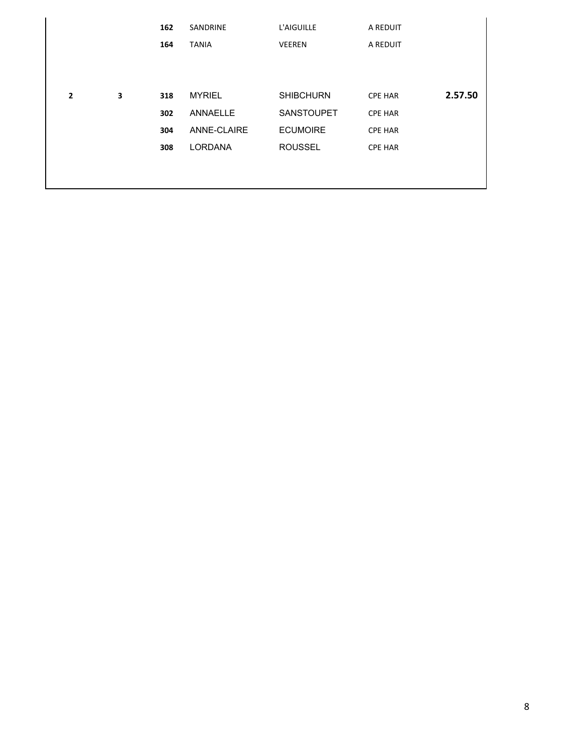| | | | | | | |
|---|---|---|---|---|---|---|
| | | 162 | SANDRINE | L'AIGUILLE | A REDUIT | |
| | | 164 | TANIA | VEEREN | A REDUIT | |
| 2 | 3 | 318 | MYRIEL | SHIBCHURN | CPE HAR | 2.57.50 |
| | | 302 | ANNAELLE | SANSTOUPET | CPE HAR | |
| | | 304 | ANNE-CLAIRE | ECUMOIRE | CPE HAR | |
| | | 308 | LORDANA | ROUSSEL | CPE HAR | |